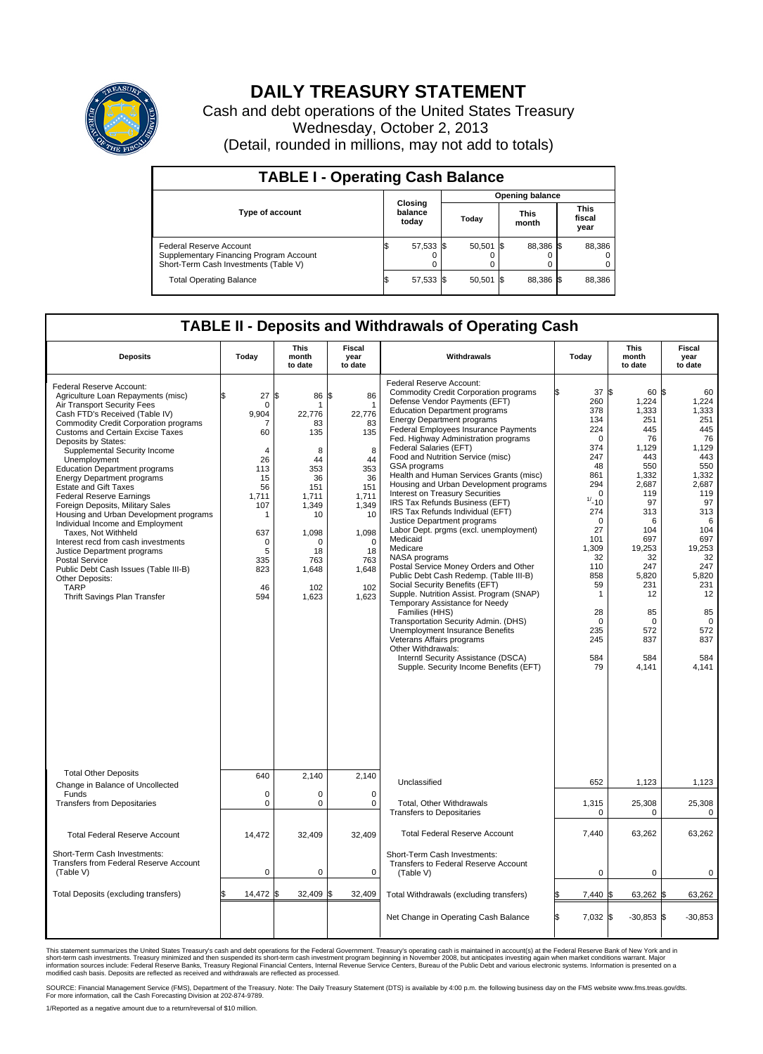# DAILY TREASURY STATEMENT

Cash and debt operations of the United States Treasury
Wednesday, October 2, 2013
(Detail, rounded in millions, may not add to totals)

## TABLE I - Operating Cash Balance

| Type of account | Closing balance today | Opening balance Today | Opening balance This month | Opening balance This fiscal year |
|---|---|---|---|---|
| Federal Reserve Account | $ 57,533 | $ 50,501 | $ 88,386 | $ 88,386 |
| Supplementary Financing Program Account | 0 | 0 | 0 | 0 |
| Short-Term Cash Investments (Table V) | 0 | 0 | 0 | 0 |
| Total Operating Balance | $ 57,533 | $ 50,501 | $ 88,386 | $ 88,386 |

## TABLE II - Deposits and Withdrawals of Operating Cash

| Deposits | Today | This month to date | Fiscal year to date |
|---|---|---|---|
| Federal Reserve Account: | | | |
| Agriculture Loan Repayments (misc) | $ 27 | $ 86 | $ 86 |
| Air Transport Security Fees | 0 | 1 | 1 |
| Cash FTD's Received (Table IV) | 9,904 | 22,776 | 22,776 |
| Commodity Credit Corporation programs | 7 | 83 | 83 |
| Customs and Certain Excise Taxes | 60 | 135 | 135 |
| Deposits by States: | | | |
| Supplemental Security Income | 4 | 8 | 8 |
| Unemployment | 26 | 44 | 44 |
| Education Department programs | 113 | 353 | 353 |
| Energy Department programs | 15 | 36 | 36 |
| Estate and Gift Taxes | 56 | 151 | 151 |
| Federal Reserve Earnings | 1,711 | 1,711 | 1,711 |
| Foreign Deposits, Military Sales | 107 | 1,349 | 1,349 |
| Housing and Urban Development programs | 1 | 10 | 10 |
| Individual Income and Employment Taxes, Not Withheld | 637 | 1,098 | 1,098 |
| Interest recd from cash investments | 0 | 0 | 0 |
| Justice Department programs | 5 | 18 | 18 |
| Postal Service | 335 | 763 | 763 |
| Public Debt Cash Issues (Table III-B) | 823 | 1,648 | 1,648 |
| Other Deposits: | | | |
| TARP | 46 | 102 | 102 |
| Thrift Savings Plan Transfer | 594 | 1,623 | 1,623 |
| Total Other Deposits | 640 | 2,140 | 2,140 |
| Change in Balance of Uncollected Funds | 0 | 0 | 0 |
| Transfers from Depositaries | 0 | 0 | 0 |
| Total Federal Reserve Account | 14,472 | 32,409 | 32,409 |
| Short-Term Cash Investments: Transfers from Federal Reserve Account (Table V) | 0 | 0 | 0 |
| Total Deposits (excluding transfers) | $ 14,472 | $ 32,409 | $ 32,409 |

| Withdrawals | Today | This month to date | Fiscal year to date |
|---|---|---|---|
| Federal Reserve Account: | | | |
| Commodity Credit Corporation programs | $ 37 | $ 60 | $ 60 |
| Defense Vendor Payments (EFT) | 260 | 1,224 | 1,224 |
| Education Department programs | 378 | 1,333 | 1,333 |
| Energy Department programs | 134 | 251 | 251 |
| Federal Employees Insurance Payments | 224 | 445 | 445 |
| Fed. Highway Administration programs | 0 | 76 | 76 |
| Federal Salaries (EFT) | 374 | 1,129 | 1,129 |
| Food and Nutrition Service (misc) | 247 | 443 | 443 |
| GSA programs | 48 | 550 | 550 |
| Health and Human Services Grants (misc) | 861 | 1,332 | 1,332 |
| Housing and Urban Development programs | 294 | 2,687 | 2,687 |
| Interest on Treasury Securities | 0 | 119 | 119 |
| IRS Tax Refunds Business (EFT) | [1/] -10 | 97 | 97 |
| IRS Tax Refunds Individual (EFT) | 274 | 313 | 313 |
| Justice Department programs | 0 | 6 | 6 |
| Labor Dept. prgms (excl. unemployment) | 27 | 104 | 104 |
| Medicaid | 101 | 697 | 697 |
| Medicare | 1,309 | 19,253 | 19,253 |
| NASA programs | 32 | 32 | 32 |
| Postal Service Money Orders and Other | 110 | 247 | 247 |
| Public Debt Cash Redemp. (Table III-B) | 858 | 5,820 | 5,820 |
| Social Security Benefits (EFT) | 59 | 231 | 231 |
| Supple. Nutrition Assist. Program (SNAP) | 1 | 12 | 12 |
| Temporary Assistance for Needy Families (HHS) | 28 | 85 | 85 |
| Transportation Security Admin. (DHS) | 0 | 0 | 0 |
| Unemployment Insurance Benefits | 235 | 572 | 572 |
| Veterans Affairs programs | 245 | 837 | 837 |
| Other Withdrawals: | | | |
| Interntl Security Assistance (DSCA) | 584 | 584 | 584 |
| Supple. Security Income Benefits (EFT) | 79 | 4,141 | 4,141 |
| Unclassified | 652 | 1,123 | 1,123 |
| Total, Other Withdrawals | 1,315 | 25,308 | 25,308 |
| Transfers to Depositaries | 0 | 0 | 0 |
| Total Federal Reserve Account | 7,440 | 63,262 | 63,262 |
| Short-Term Cash Investments: Transfers to Federal Reserve Account (Table V) | 0 | 0 | 0 |
| Total Withdrawals (excluding transfers) | $ 7,440 | $ 63,262 | $ 63,262 |
| Net Change in Operating Cash Balance | $ 7,032 | $ -30,853 | $ -30,853 |

This statement summarizes the United States Treasury's cash and debt operations for the Federal Government. Treasury's operating cash is maintained in account(s) at the Federal Reserve Bank of New York and in short-term cash investments. Treasury minimized and then suspended its short-term cash investment program beginning in November 2008, but anticipates investing again when market conditions warrant. Major information sources include: Federal Reserve Banks, Treasury Regional Financial Centers, Internal Revenue Service Centers, Bureau of the Public Debt and various electronic systems. Information is presented on a modified cash basis. Deposits are reflected as received and withdrawals are reflected as processed.

SOURCE: Financial Management Service (FMS), Department of the Treasury. Note: The Daily Treasury Statement (DTS) is available by 4:00 p.m. the following business day on the FMS website www.fms.treas.gov/dts. For more information, call the Cash Forecasting Division at 202-874-9789.

1/Reported as a negative amount due to a return/reversal of $10 million.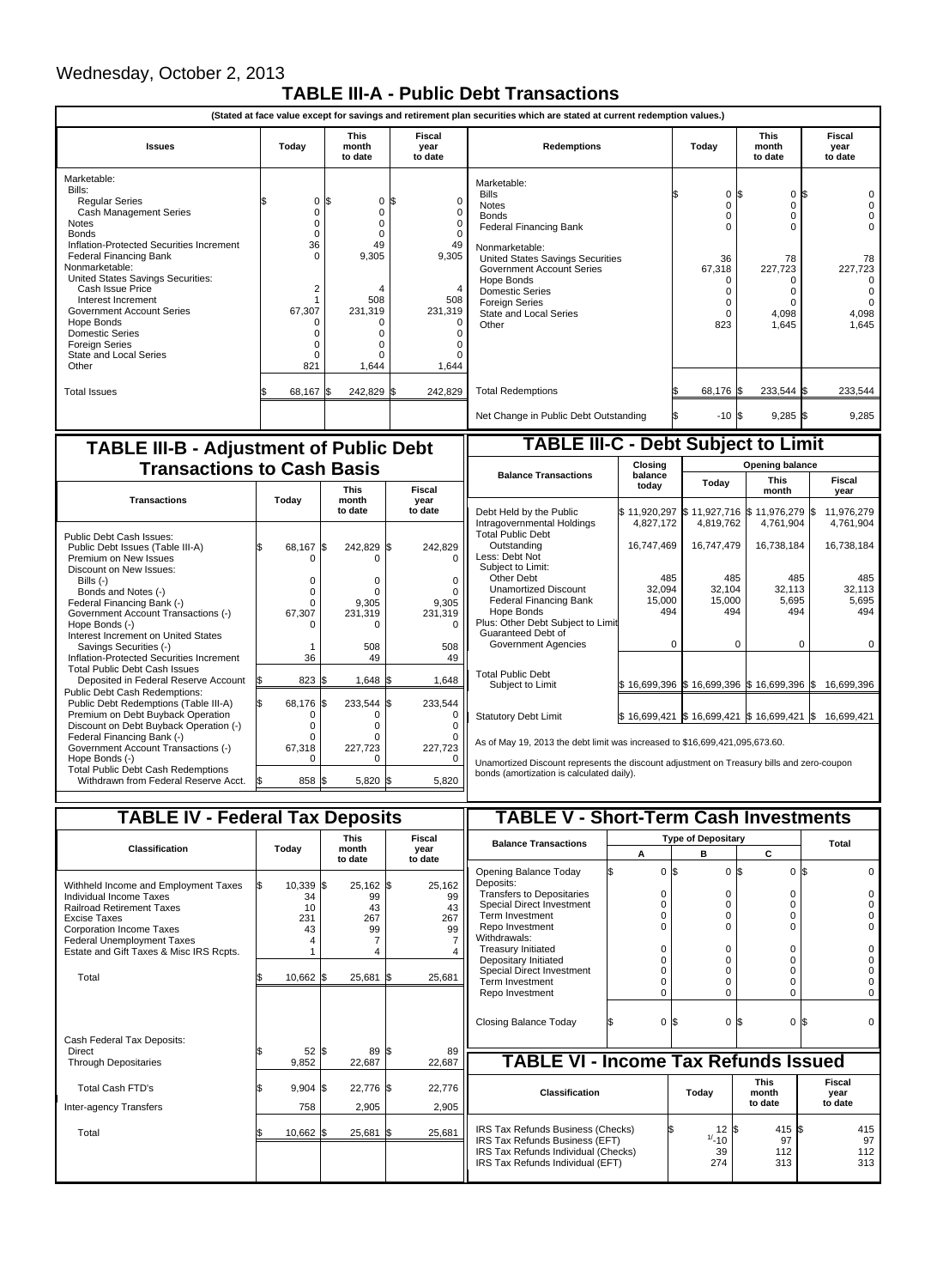Wednesday, October 2, 2013

# TABLE III-A - Public Debt Transactions

(Stated at face value except for savings and retirement plan securities which are stated at current redemption values.)

| Issues | Today | This month to date | Fiscal year to date |
|---|---|---|---|
| Marketable: | | | |
| Bills: | | | |
| Regular Series | $ 0 | $ 0 | $ 0 |
| Cash Management Series | 0 | 0 | 0 |
| Notes | 0 | 0 | 0 |
| Bonds | 0 | 0 | 0 |
| Inflation-Protected Securities Increment | 36 | 49 | 49 |
| Federal Financing Bank | 0 | 9,305 | 9,305 |
| Nonmarketable: | | | |
| United States Savings Securities: | | | |
| Cash Issue Price | 2 | 4 | 4 |
| Interest Increment | 1 | 508 | 508 |
| Government Account Series | 67,307 | 231,319 | 231,319 |
| Hope Bonds | 0 | 0 | 0 |
| Domestic Series | 0 | 0 | 0 |
| Foreign Series | 0 | 0 | 0 |
| State and Local Series | 0 | 0 | 0 |
| Other | 821 | 1,644 | 1,644 |
| Total Issues | $ 68,167 | $ 242,829 | $ 242,829 |

| Redemptions | Today | This month to date | Fiscal year to date |
|---|---|---|---|
| Marketable: | | | |
| Bills | $ 0 | $ 0 | $ 0 |
| Notes | 0 | 0 | 0 |
| Bonds | 0 | 0 | 0 |
| Federal Financing Bank | 0 | 0 | 0 |
| Nonmarketable: | | | |
| United States Savings Securities | 36 | 78 | 78 |
| Government Account Series | 67,318 | 227,723 | 227,723 |
| Hope Bonds | 0 | 0 | 0 |
| Domestic Series | 0 | 0 | 0 |
| Foreign Series | 0 | 0 | 0 |
| State and Local Series | 0 | 4,098 | 4,098 |
| Other | 823 | 1,645 | 1,645 |
| Total Redemptions | $ 68,176 | $ 233,544 | $ 233,544 |
| Net Change in Public Debt Outstanding | $ -10 | $ 9,285 | $ 9,285 |

# TABLE III-B - Adjustment of Public Debt Transactions to Cash Basis

| Transactions | Today | This month to date | Fiscal year to date |
|---|---|---|---|
| Public Debt Cash Issues: | | | |
| Public Debt Issues (Table III-A) | $ 68,167 | $ 242,829 | $ 242,829 |
| Premium on New Issues | 0 | 0 | 0 |
| Discount on New Issues: | | | |
| Bills (-) | 0 | 0 | 0 |
| Bonds and Notes (-) | 0 | 0 | 0 |
| Federal Financing Bank (-) | 0 | 9,305 | 9,305 |
| Government Account Transactions (-) | 67,307 | 231,319 | 231,319 |
| Hope Bonds (-) | 0 | 0 | 0 |
| Interest Increment on United States Savings Securities (-) | 1 | 508 | 508 |
| Inflation-Protected Securities Increment | 36 | 49 | 49 |
| Total Public Debt Cash Issues Deposited in Federal Reserve Account | $ 823 | $ 1,648 | $ 1,648 |
| Public Debt Cash Redemptions: | | | |
| Public Debt Redemptions (Table III-A) | $ 68,176 | $ 233,544 | $ 233,544 |
| Premium on Debt Buyback Operation | 0 | 0 | 0 |
| Discount on Debt Buyback Operation (-) | 0 | 0 | 0 |
| Federal Financing Bank (-) | 0 | 0 | 0 |
| Government Account Transactions (-) | 67,318 | 227,723 | 227,723 |
| Hope Bonds (-) | 0 | 0 | 0 |
| Total Public Debt Cash Redemptions Withdrawn from Federal Reserve Acct. | $ 858 | $ 5,820 | $ 5,820 |

# TABLE III-C - Debt Subject to Limit

| Balance Transactions | Closing balance today | Opening balance Today | Opening balance This month | Opening balance Fiscal year |
|---|---|---|---|---|
| Debt Held by the Public | $ 11,920,297 | $ 11,927,716 | $ 11,976,279 | $ 11,976,279 |
| Intragovernmental Holdings | 4,827,172 | 4,819,762 | 4,761,904 | 4,761,904 |
| Total Public Debt Outstanding | 16,747,469 | 16,747,479 | 16,738,184 | 16,738,184 |
| Less: Debt Not Subject to Limit: | | | | |
| Other Debt | 485 | 485 | 485 | 485 |
| Unamortized Discount | 32,094 | 32,104 | 32,113 | 32,113 |
| Federal Financing Bank | 15,000 | 15,000 | 5,695 | 5,695 |
| Hope Bonds | 494 | 494 | 494 | 494 |
| Plus: Other Debt Subject to Limit | | | | |
| Guaranteed Debt of Government Agencies | 0 | 0 | 0 | 0 |
| Total Public Debt Subject to Limit | $ 16,699,396 | $ 16,699,396 | $ 16,699,396 | $ 16,699,396 |
| Statutory Debt Limit | $ 16,699,421 | $ 16,699,421 | $ 16,699,421 | $ 16,699,421 |

As of May 19, 2013 the debt limit was increased to $16,699,421,095,673.60.

Unamortized Discount represents the discount adjustment on Treasury bills and zero-coupon bonds (amortization is calculated daily).

# TABLE IV - Federal Tax Deposits

| Classification | Today | This month to date | Fiscal year to date |
|---|---|---|---|
| Withheld Income and Employment Taxes | $ 10,339 | $ 25,162 | $ 25,162 |
| Individual Income Taxes | 34 | 99 | 99 |
| Railroad Retirement Taxes | 10 | 43 | 43 |
| Excise Taxes | 231 | 267 | 267 |
| Corporation Income Taxes | 43 | 99 | 99 |
| Federal Unemployment Taxes | 4 | 7 | 7 |
| Estate and Gift Taxes & Misc IRS Rcpts. | 1 | 4 | 4 |
| Total | $ 10,662 | $ 25,681 | $ 25,681 |
| Cash Federal Tax Deposits: | | | |
| Direct | $ 52 | $ 89 | $ 89 |
| Through Depositaries | 9,852 | 22,687 | 22,687 |
| Total Cash FTD's | $ 9,904 | $ 22,776 | $ 22,776 |
| Inter-agency Transfers | 758 | 2,905 | 2,905 |
| Total | $ 10,662 | $ 25,681 | $ 25,681 |

# TABLE V - Short-Term Cash Investments

| Balance Transactions | Type of Depositary A | Type of Depositary B | Type of Depositary C | Total |
|---|---|---|---|---|
| Opening Balance Today | $ 0 | $ 0 | $ 0 | $ 0 |
| Deposits: | | | | |
| Transfers to Depositaries | 0 | 0 | 0 | 0 |
| Special Direct Investment | 0 | 0 | 0 | 0 |
| Term Investment | 0 | 0 | 0 | 0 |
| Repo Investment | 0 | 0 | 0 | 0 |
| Withdrawals: | | | | |
| Treasury Initiated | 0 | 0 | 0 | 0 |
| Depositary Initiated | 0 | 0 | 0 | 0 |
| Special Direct Investment | 0 | 0 | 0 | 0 |
| Term Investment | 0 | 0 | 0 | 0 |
| Repo Investment | 0 | 0 | 0 | 0 |
| Closing Balance Today | $ 0 | $ 0 | $ 0 | $ 0 |

# TABLE VI - Income Tax Refunds Issued

| Classification | Today | This month to date | Fiscal year to date |
|---|---|---|---|
| IRS Tax Refunds Business (Checks) | $ 12 | $ 415 | $ 415 |
| IRS Tax Refunds Business (EFT) | [1/] -10 | 97 | 97 |
| IRS Tax Refunds Individual (Checks) | 39 | 112 | 112 |
| IRS Tax Refunds Individual (EFT) | 274 | 313 | 313 |